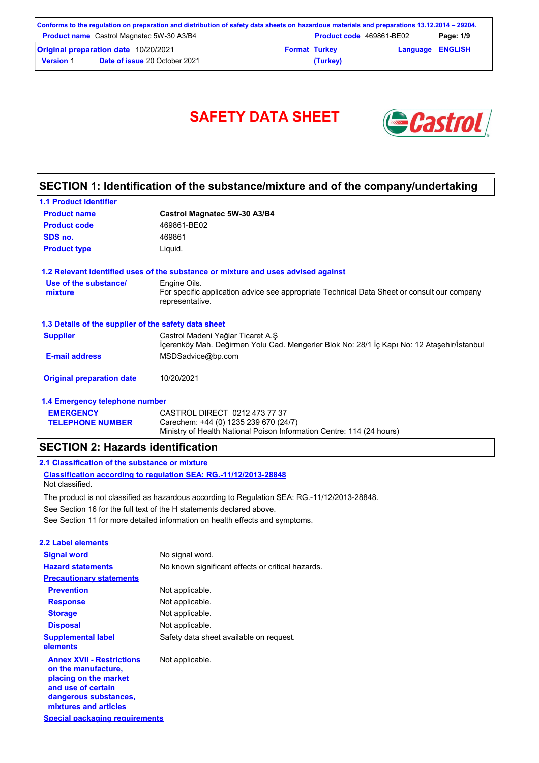Conforms to the regulation on preparation and distribution of safety data sheets on hazardous materials and preparations 13.12.2014 – 29204.

| | | | |
|---|---|---|---|
| **Product name** Castrol Magnatec 5W-30 A3/B4 | **Product code** 469861-BE02 | | |
| **Original preparation date** 10/20/2021 | **Format** Turkey (Turkey) | **Language** ENGLISH | |
| **Version** 1 | **Date of issue** 20 October 2021 | | |

# SAFETY DATA SHEET

## SECTION 1: Identification of the substance/mixture and of the company/undertaking

### 1.1 Product identifier

| | |
|---|---|
| **Product name** | **Castrol Magnatec 5W-30 A3/B4** |
| **Product code** | 469861-BE02 |
| **SDS no.** | 469861 |
| **Product type** | Liquid. |

### 1.2 Relevant identified uses of the substance or mixture and uses advised against

| | |
|---|---|
| **Use of the substance/ mixture** | Engine Oils. For specific application advice see appropriate Technical Data Sheet or consult our company representative. |

### 1.3 Details of the supplier of the safety data sheet

| | |
|---|---|
| **Supplier** | Castrol Madeni Yağlar Ticaret A.Ş İçerenköy Mah. Değirmen Yolu Cad. Mengerler Blok No: 28/1 İç Kapı No: 12 Ataşehir/İstanbul |
| **E-mail address** | MSDSadvice@bp.com |
| **Original preparation date** | 10/20/2021 |

### 1.4 Emergency telephone number

| | |
|---|---|
| **EMERGENCY TELEPHONE NUMBER** | CASTROL DIRECT 0212 473 77 37<br>Carechem: +44 (0) 1235 239 670 (24/7)<br>Ministry of Health National Poison Information Centre: 114 (24 hours) |

## SECTION 2: Hazards identification

### 2.1 Classification of the substance or mixture

**Classification according to regulation SEA: RG.-11/12/2013-28848**

Not classified.

The product is not classified as hazardous according to Regulation SEA: RG.-11/12/2013-28848.

See Section 16 for the full text of the H statements declared above.

See Section 11 for more detailed information on health effects and symptoms.

### 2.2 Label elements

| | |
|---|---|
| **Signal word** | No signal word. |
| **Hazard statements** | No known significant effects or critical hazards. |
| **Precautionary statements** | |
| **Prevention** | Not applicable. |
| **Response** | Not applicable. |
| **Storage** | Not applicable. |
| **Disposal** | Not applicable. |
| **Supplemental label elements** | Safety data sheet available on request. |
| **Annex XVII - Restrictions on the manufacture, placing on the market and use of certain dangerous substances, mixtures and articles** | Not applicable. |

**Special packaging requirements**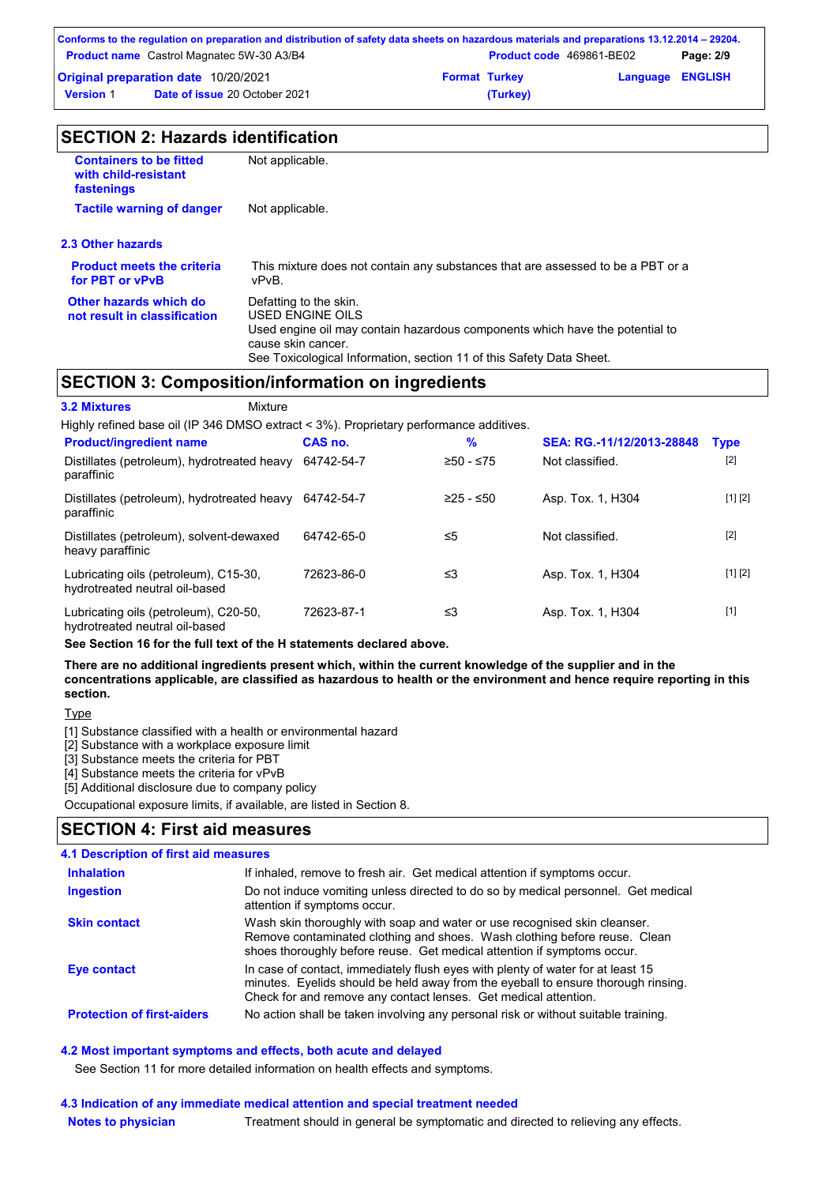## SECTION 2: Hazards identification

**Containers to be fitted with child-resistant fastenings**: Not applicable.

**Tactile warning of danger**: Not applicable.

### 2.3 Other hazards

**Product meets the criteria for PBT or vPvB**: This mixture does not contain any substances that are assessed to be a PBT or a vPvB.

**Other hazards which do not result in classification**: Defatting to the skin.
USED ENGINE OILS
Used engine oil may contain hazardous components which have the potential to cause skin cancer.
See Toxicological Information, section 11 of this Safety Data Sheet.

## SECTION 3: Composition/information on ingredients

### 3.2 Mixtures

Mixture

Highly refined base oil (IP 346 DMSO extract < 3%). Proprietary performance additives.

| Product/ingredient name | CAS no. | % | SEA: RG.-11/12/2013-28848 | Type |
|---|---|---|---|---|
| Distillates (petroleum), hydrotreated heavy paraffinic | 64742-54-7 | ≥50 - ≤75 | Not classified. | [2] |
| Distillates (petroleum), hydrotreated heavy paraffinic | 64742-54-7 | ≥25 - ≤50 | Asp. Tox. 1, H304 | [1] [2] |
| Distillates (petroleum), solvent-dewaxed heavy paraffinic | 64742-65-0 | ≤5 | Not classified. | [2] |
| Lubricating oils (petroleum), C15-30, hydrotreated neutral oil-based | 72623-86-0 | ≤3 | Asp. Tox. 1, H304 | [1] [2] |
| Lubricating oils (petroleum), C20-50, hydrotreated neutral oil-based | 72623-87-1 | ≤3 | Asp. Tox. 1, H304 | [1] |

**See Section 16 for the full text of the H statements declared above.**

**There are no additional ingredients present which, within the current knowledge of the supplier and in the concentrations applicable, are classified as hazardous to health or the environment and hence require reporting in this section.**

Type

[1] Substance classified with a health or environmental hazard
[2] Substance with a workplace exposure limit
[3] Substance meets the criteria for PBT
[4] Substance meets the criteria for vPvB
[5] Additional disclosure due to company policy

Occupational exposure limits, if available, are listed in Section 8.

## SECTION 4: First aid measures

### 4.1 Description of first aid measures

**Inhalation**: If inhaled, remove to fresh air. Get medical attention if symptoms occur.

**Ingestion**: Do not induce vomiting unless directed to do so by medical personnel. Get medical attention if symptoms occur.

**Skin contact**: Wash skin thoroughly with soap and water or use recognised skin cleanser. Remove contaminated clothing and shoes. Wash clothing before reuse. Clean shoes thoroughly before reuse. Get medical attention if symptoms occur.

**Eye contact**: In case of contact, immediately flush eyes with plenty of water for at least 15 minutes. Eyelids should be held away from the eyeball to ensure thorough rinsing. Check for and remove any contact lenses. Get medical attention.

**Protection of first-aiders**: No action shall be taken involving any personal risk or without suitable training.

### 4.2 Most important symptoms and effects, both acute and delayed

See Section 11 for more detailed information on health effects and symptoms.

### 4.3 Indication of any immediate medical attention and special treatment needed

**Notes to physician**: Treatment should in general be symptomatic and directed to relieving any effects.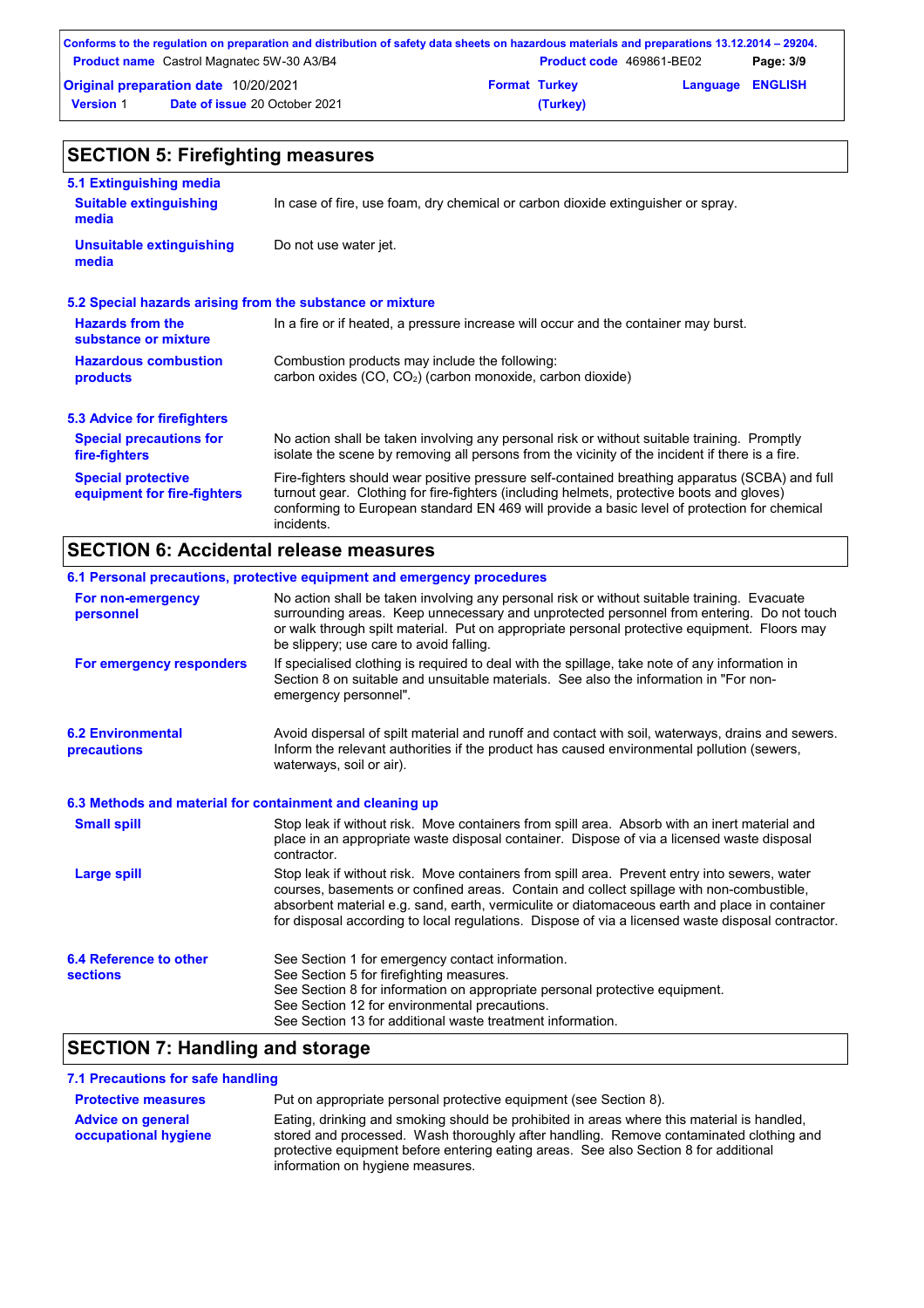## SECTION 5: Firefighting measures

### 5.1 Extinguishing media

| | |
|---|---|
| **Suitable extinguishing media** | In case of fire, use foam, dry chemical or carbon dioxide extinguisher or spray. |
| **Unsuitable extinguishing media** | Do not use water jet. |

### 5.2 Special hazards arising from the substance or mixture

| | |
|---|---|
| **Hazards from the substance or mixture** | In a fire or if heated, a pressure increase will occur and the container may burst. |
| **Hazardous combustion products** | Combustion products may include the following: carbon oxides (CO, $CO_2$) (carbon monoxide, carbon dioxide) |

### 5.3 Advice for firefighters

| | |
|---|---|
| **Special precautions for fire-fighters** | No action shall be taken involving any personal risk or without suitable training. Promptly isolate the scene by removing all persons from the vicinity of the incident if there is a fire. |
| **Special protective equipment for fire-fighters** | Fire-fighters should wear positive pressure self-contained breathing apparatus (SCBA) and full turnout gear. Clothing for fire-fighters (including helmets, protective boots and gloves) conforming to European standard EN 469 will provide a basic level of protection for chemical incidents. |

## SECTION 6: Accidental release measures

### 6.1 Personal precautions, protective equipment and emergency procedures

| | |
|---|---|
| **For non-emergency personnel** | No action shall be taken involving any personal risk or without suitable training. Evacuate surrounding areas. Keep unnecessary and unprotected personnel from entering. Do not touch or walk through spilt material. Put on appropriate personal protective equipment. Floors may be slippery; use care to avoid falling. |
| **For emergency responders** | If specialised clothing is required to deal with the spillage, take note of any information in Section 8 on suitable and unsuitable materials. See also the information in "For non-emergency personnel". |

| | |
|---|---|
| **6.2 Environmental precautions** | Avoid dispersal of spilt material and runoff and contact with soil, waterways, drains and sewers. Inform the relevant authorities if the product has caused environmental pollution (sewers, waterways, soil or air). |

### 6.3 Methods and material for containment and cleaning up

| | |
|---|---|
| **Small spill** | Stop leak if without risk. Move containers from spill area. Absorb with an inert material and place in an appropriate waste disposal container. Dispose of via a licensed waste disposal contractor. |
| **Large spill** | Stop leak if without risk. Move containers from spill area. Prevent entry into sewers, water courses, basements or confined areas. Contain and collect spillage with non-combustible, absorbent material e.g. sand, earth, vermiculite or diatomaceous earth and place in container for disposal according to local regulations. Dispose of via a licensed waste disposal contractor. |

| | |
|---|---|
| **6.4 Reference to other sections** | See Section 1 for emergency contact information.<br>See Section 5 for firefighting measures.<br>See Section 8 for information on appropriate personal protective equipment.<br>See Section 12 for environmental precautions.<br>See Section 13 for additional waste treatment information. |

## SECTION 7: Handling and storage

### 7.1 Precautions for safe handling

| | |
|---|---|
| **Protective measures** | Put on appropriate personal protective equipment (see Section 8). |
| **Advice on general occupational hygiene** | Eating, drinking and smoking should be prohibited in areas where this material is handled, stored and processed. Wash thoroughly after handling. Remove contaminated clothing and protective equipment before entering eating areas. See also Section 8 for additional information on hygiene measures. |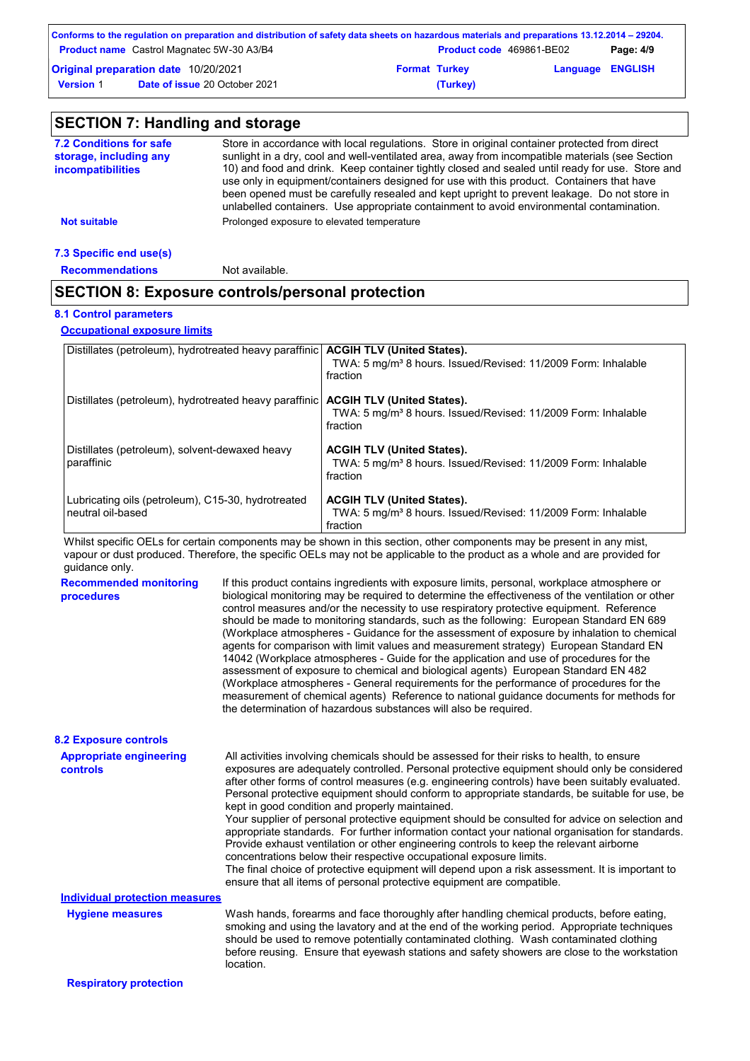## SECTION 7: Handling and storage

**7.2 Conditions for safe storage, including any incompatibilities**

Store in accordance with local regulations. Store in original container protected from direct sunlight in a dry, cool and well-ventilated area, away from incompatible materials (see Section 10) and food and drink. Keep container tightly closed and sealed until ready for use. Store and use only in equipment/containers designed for use with this product. Containers that have been opened must be carefully resealed and kept upright to prevent leakage. Do not store in unlabelled containers. Use appropriate containment to avoid environmental contamination.

**Not suitable**

Prolonged exposure to elevated temperature

**7.3 Specific end use(s)**

**Recommendations** Not available.

## SECTION 8: Exposure controls/personal protection

**8.1 Control parameters**

**Occupational exposure limits**

| | |
|---|---|
| Distillates (petroleum), hydrotreated heavy paraffinic | **ACGIH TLV (United States).** TWA: 5 mg/m³ 8 hours. Issued/Revised: 11/2009 Form: Inhalable fraction |
| Distillates (petroleum), hydrotreated heavy paraffinic | **ACGIH TLV (United States).** TWA: 5 mg/m³ 8 hours. Issued/Revised: 11/2009 Form: Inhalable fraction |
| Distillates (petroleum), solvent-dewaxed heavy paraffinic | **ACGIH TLV (United States).** TWA: 5 mg/m³ 8 hours. Issued/Revised: 11/2009 Form: Inhalable fraction |
| Lubricating oils (petroleum), C15-30, hydrotreated neutral oil-based | **ACGIH TLV (United States).** TWA: 5 mg/m³ 8 hours. Issued/Revised: 11/2009 Form: Inhalable fraction |

Whilst specific OELs for certain components may be shown in this section, other components may be present in any mist, vapour or dust produced. Therefore, the specific OELs may not be applicable to the product as a whole and are provided for guidance only.

**Recommended monitoring procedures**

If this product contains ingredients with exposure limits, personal, workplace atmosphere or biological monitoring may be required to determine the effectiveness of the ventilation or other control measures and/or the necessity to use respiratory protective equipment. Reference should be made to monitoring standards, such as the following: European Standard EN 689 (Workplace atmospheres - Guidance for the assessment of exposure by inhalation to chemical agents for comparison with limit values and measurement strategy) European Standard EN 14042 (Workplace atmospheres - Guide for the application and use of procedures for the assessment of exposure to chemical and biological agents) European Standard EN 482 (Workplace atmospheres - General requirements for the performance of procedures for the measurement of chemical agents) Reference to national guidance documents for methods for the determination of hazardous substances will also be required.

**8.2 Exposure controls**

**Appropriate engineering controls**

All activities involving chemicals should be assessed for their risks to health, to ensure exposures are adequately controlled. Personal protective equipment should only be considered after other forms of control measures (e.g. engineering controls) have been suitably evaluated. Personal protective equipment should conform to appropriate standards, be suitable for use, be kept in good condition and properly maintained.
Your supplier of personal protective equipment should be consulted for advice on selection and appropriate standards. For further information contact your national organisation for standards.
Provide exhaust ventilation or other engineering controls to keep the relevant airborne concentrations below their respective occupational exposure limits.
The final choice of protective equipment will depend upon a risk assessment. It is important to ensure that all items of personal protective equipment are compatible.

**Individual protection measures**

**Hygiene measures**

Wash hands, forearms and face thoroughly after handling chemical products, before eating, smoking and using the lavatory and at the end of the working period. Appropriate techniques should be used to remove potentially contaminated clothing. Wash contaminated clothing before reusing. Ensure that eyewash stations and safety showers are close to the workstation location.

**Respiratory protection**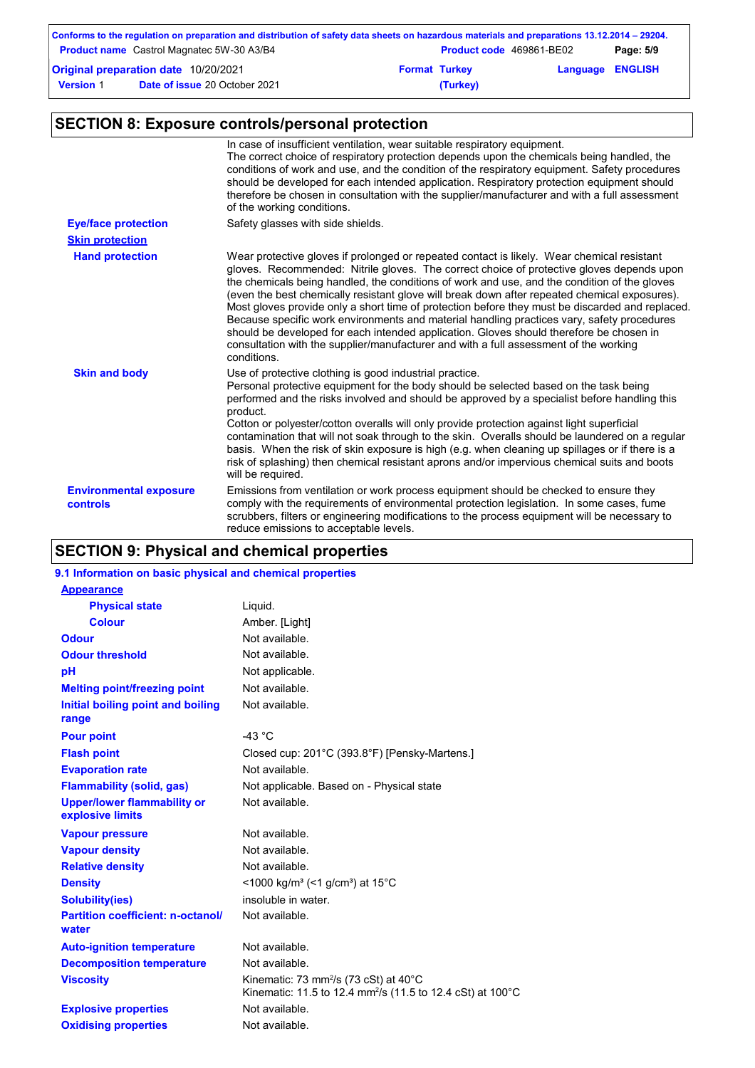## SECTION 8: Exposure controls/personal protection

| | |
|---|---|
| | In case of insufficient ventilation, wear suitable respiratory equipment. The correct choice of respiratory protection depends upon the chemicals being handled, the conditions of work and use, and the condition of the respiratory equipment. Safety procedures should be developed for each intended application. Respiratory protection equipment should therefore be chosen in consultation with the supplier/manufacturer and with a full assessment of the working conditions. |
| **Eye/face protection** | Safety glasses with side shields. |
| **Skin protection** | |
| **Hand protection** | Wear protective gloves if prolonged or repeated contact is likely. Wear chemical resistant gloves. Recommended: Nitrile gloves. The correct choice of protective gloves depends upon the chemicals being handled, the conditions of work and use, and the condition of the gloves (even the best chemically resistant glove will break down after repeated chemical exposures). Most gloves provide only a short time of protection before they must be discarded and replaced. Because specific work environments and material handling practices vary, safety procedures should be developed for each intended application. Gloves should therefore be chosen in consultation with the supplier/manufacturer and with a full assessment of the working conditions. |
| **Skin and body** | Use of protective clothing is good industrial practice. Personal protective equipment for the body should be selected based on the task being performed and the risks involved and should be approved by a specialist before handling this product. Cotton or polyester/cotton overalls will only provide protection against light superficial contamination that will not soak through to the skin. Overalls should be laundered on a regular basis. When the risk of skin exposure is high (e.g. when cleaning up spillages or if there is a risk of splashing) then chemical resistant aprons and/or impervious chemical suits and boots will be required. |
| **Environmental exposure controls** | Emissions from ventilation or work process equipment should be checked to ensure they comply with the requirements of environmental protection legislation. In some cases, fume scrubbers, filters or engineering modifications to the process equipment will be necessary to reduce emissions to acceptable levels. |

## SECTION 9: Physical and chemical properties

### 9.1 Information on basic physical and chemical properties

| | |
|---|---|
| **Appearance** | |
| **Physical state** | Liquid. |
| **Colour** | Amber. [Light] |
| **Odour** | Not available. |
| **Odour threshold** | Not available. |
| **pH** | Not applicable. |
| **Melting point/freezing point** | Not available. |
| **Initial boiling point and boiling range** | Not available. |
| **Pour point** | -43 °C |
| **Flash point** | Closed cup: 201°C (393.8°F) [Pensky-Martens.] |
| **Evaporation rate** | Not available. |
| **Flammability (solid, gas)** | Not applicable. Based on - Physical state |
| **Upper/lower flammability or explosive limits** | Not available. |
| **Vapour pressure** | Not available. |
| **Vapour density** | Not available. |
| **Relative density** | Not available. |
| **Density** | <1000 kg/m³ (<1 g/cm³) at 15°C |
| **Solubility(ies)** | insoluble in water. |
| **Partition coefficient: n-octanol/ water** | Not available. |
| **Auto-ignition temperature** | Not available. |
| **Decomposition temperature** | Not available. |
| **Viscosity** | Kinematic: 73 mm²/s (73 cSt) at 40°C<br>Kinematic: 11.5 to 12.4 mm²/s (11.5 to 12.4 cSt) at 100°C |
| **Explosive properties** | Not available. |
| **Oxidising properties** | Not available. |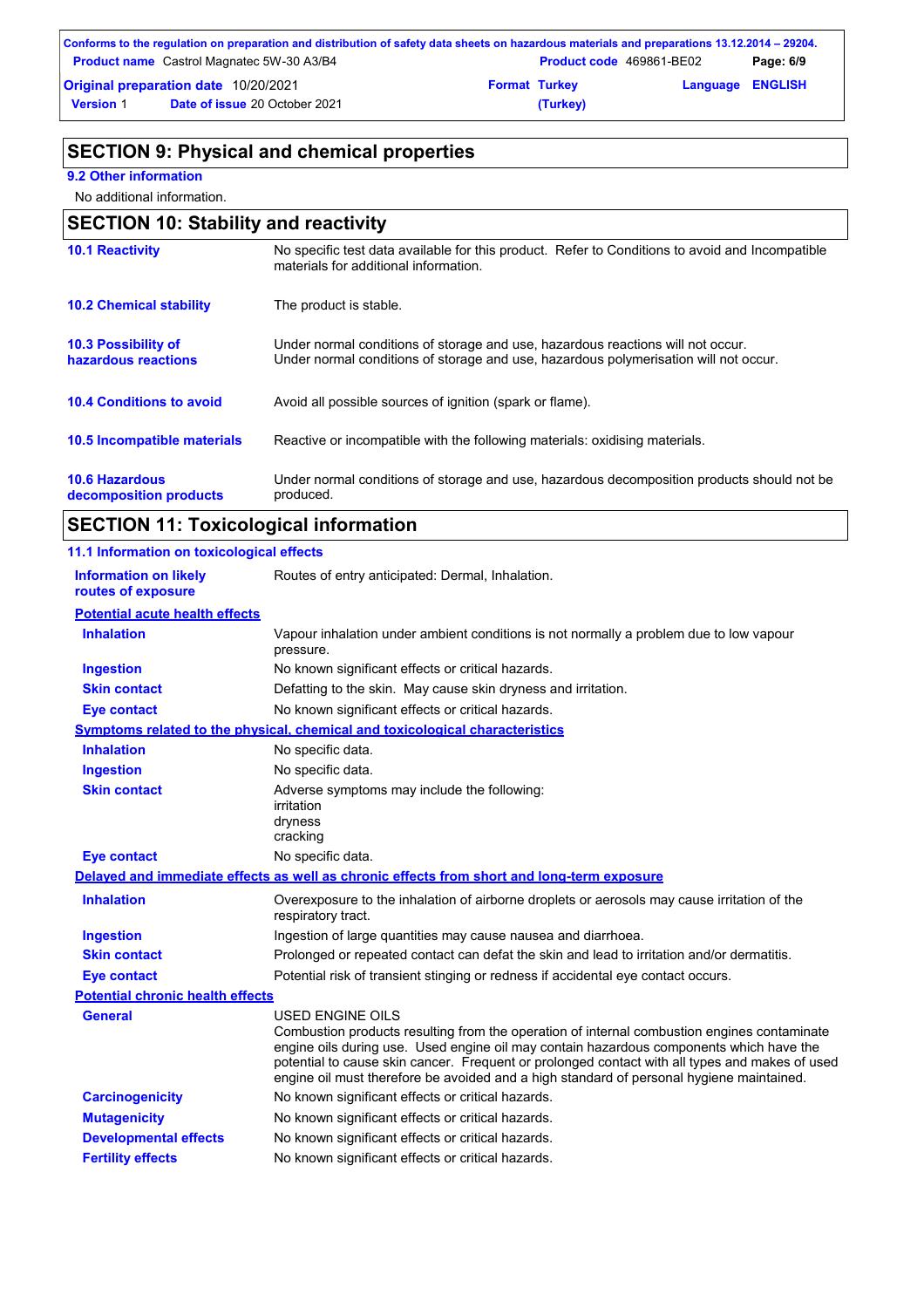## SECTION 9: Physical and chemical properties

**9.2 Other information**

No additional information.

## SECTION 10: Stability and reactivity

| | |
|---|---|
| **10.1 Reactivity** | No specific test data available for this product. Refer to Conditions to avoid and Incompatible materials for additional information. |
| **10.2 Chemical stability** | The product is stable. |
| **10.3 Possibility of hazardous reactions** | Under normal conditions of storage and use, hazardous reactions will not occur. Under normal conditions of storage and use, hazardous polymerisation will not occur. |
| **10.4 Conditions to avoid** | Avoid all possible sources of ignition (spark or flame). |
| **10.5 Incompatible materials** | Reactive or incompatible with the following materials: oxidising materials. |
| **10.6 Hazardous decomposition products** | Under normal conditions of storage and use, hazardous decomposition products should not be produced. |

## SECTION 11: Toxicological information

**11.1 Information on toxicological effects**

| | |
|---|---|
| **Information on likely routes of exposure** | Routes of entry anticipated: Dermal, Inhalation. |

**Potential acute health effects**

| | |
|---|---|
| **Inhalation** | Vapour inhalation under ambient conditions is not normally a problem due to low vapour pressure. |
| **Ingestion** | No known significant effects or critical hazards. |
| **Skin contact** | Defatting to the skin. May cause skin dryness and irritation. |
| **Eye contact** | No known significant effects or critical hazards. |

**Symptoms related to the physical, chemical and toxicological characteristics**

| | |
|---|---|
| **Inhalation** | No specific data. |
| **Ingestion** | No specific data. |
| **Skin contact** | Adverse symptoms may include the following: irritation dryness cracking |
| **Eye contact** | No specific data. |

**Delayed and immediate effects as well as chronic effects from short and long-term exposure**

| | |
|---|---|
| **Inhalation** | Overexposure to the inhalation of airborne droplets or aerosols may cause irritation of the respiratory tract. |
| **Ingestion** | Ingestion of large quantities may cause nausea and diarrhoea. |
| **Skin contact** | Prolonged or repeated contact can defat the skin and lead to irritation and/or dermatitis. |
| **Eye contact** | Potential risk of transient stinging or redness if accidental eye contact occurs. |

**Potential chronic health effects**

| | |
|---|---|
| **General** | USED ENGINE OILS<br>Combustion products resulting from the operation of internal combustion engines contaminate engine oils during use. Used engine oil may contain hazardous components which have the potential to cause skin cancer. Frequent or prolonged contact with all types and makes of used engine oil must therefore be avoided and a high standard of personal hygiene maintained. |
| **Carcinogenicity** | No known significant effects or critical hazards. |
| **Mutagenicity** | No known significant effects or critical hazards. |
| **Developmental effects** | No known significant effects or critical hazards. |
| **Fertility effects** | No known significant effects or critical hazards. |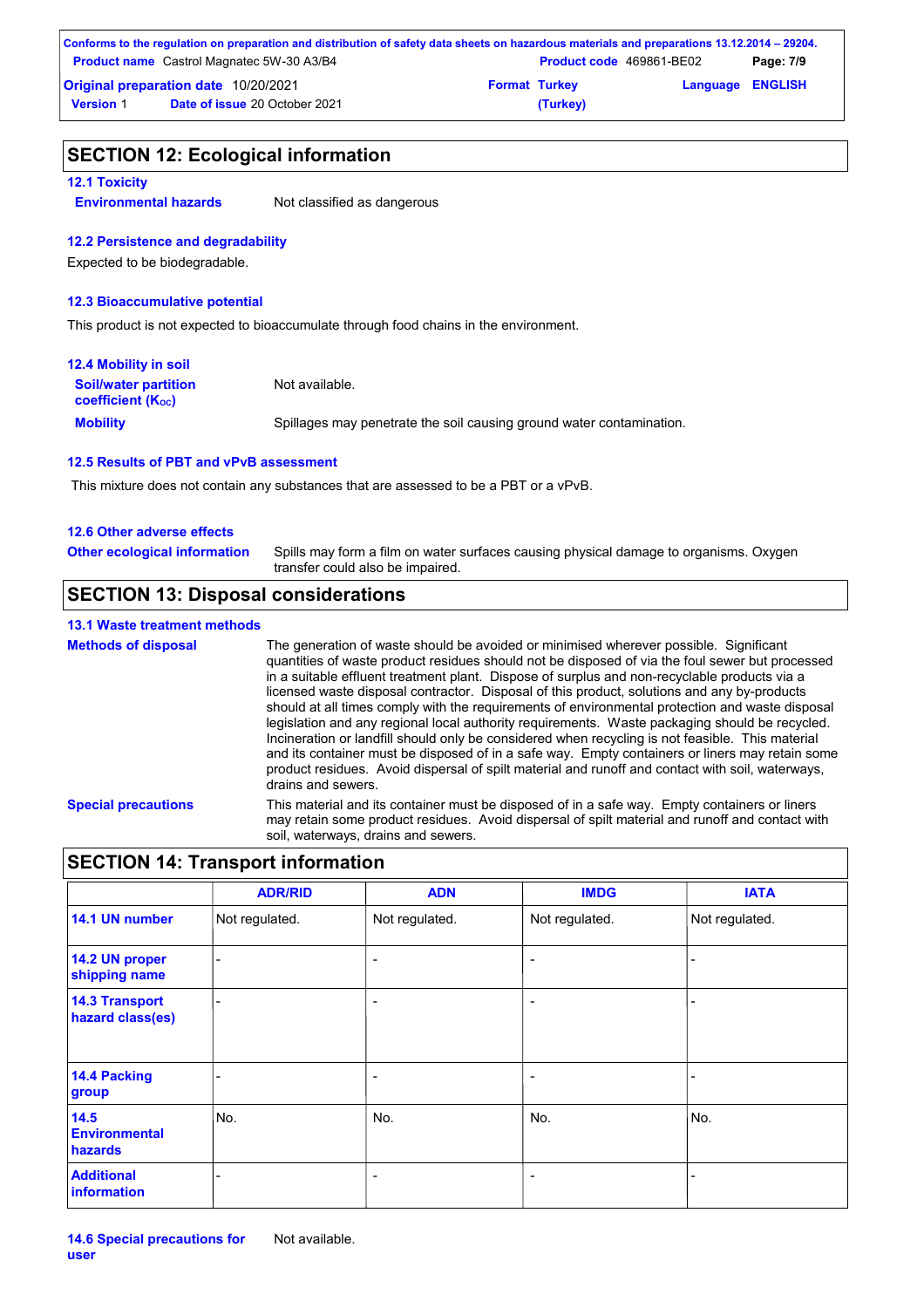## SECTION 12: Ecological information

### 12.1 Toxicity

**Environmental hazards** Not classified as dangerous

### 12.2 Persistence and degradability

Expected to be biodegradable.

### 12.3 Bioaccumulative potential

This product is not expected to bioaccumulate through food chains in the environment.

### 12.4 Mobility in soil

**Soil/water partition coefficient ($K_{OC}$)** Not available.

**Mobility** Spillages may penetrate the soil causing ground water contamination.

### 12.5 Results of PBT and vPvB assessment

This mixture does not contain any substances that are assessed to be a PBT or a vPvB.

### 12.6 Other adverse effects

**Other ecological information** Spills may form a film on water surfaces causing physical damage to organisms. Oxygen transfer could also be impaired.

## SECTION 13: Disposal considerations

### 13.1 Waste treatment methods

**Methods of disposal** The generation of waste should be avoided or minimised wherever possible. Significant quantities of waste product residues should not be disposed of via the foul sewer but processed in a suitable effluent treatment plant. Dispose of surplus and non-recyclable products via a licensed waste disposal contractor. Disposal of this product, solutions and any by-products should at all times comply with the requirements of environmental protection and waste disposal legislation and any regional local authority requirements. Waste packaging should be recycled. Incineration or landfill should only be considered when recycling is not feasible. This material and its container must be disposed of in a safe way. Empty containers or liners may retain some product residues. Avoid dispersal of spilt material and runoff and contact with soil, waterways, drains and sewers.

**Special precautions** This material and its container must be disposed of in a safe way. Empty containers or liners may retain some product residues. Avoid dispersal of spilt material and runoff and contact with soil, waterways, drains and sewers.

## SECTION 14: Transport information

| | ADR/RID | ADN | IMDG | IATA |
|---|---|---|---|---|
| 14.1 UN number | Not regulated. | Not regulated. | Not regulated. | Not regulated. |
| 14.2 UN proper shipping name | - | - | - | - |
| 14.3 Transport hazard class(es) | - | - | - | - |
| 14.4 Packing group | - | - | - | - |
| 14.5 Environmental hazards | No. | No. | No. | No. |
| Additional information | - | - | - | - |

**14.6 Special precautions for user** Not available.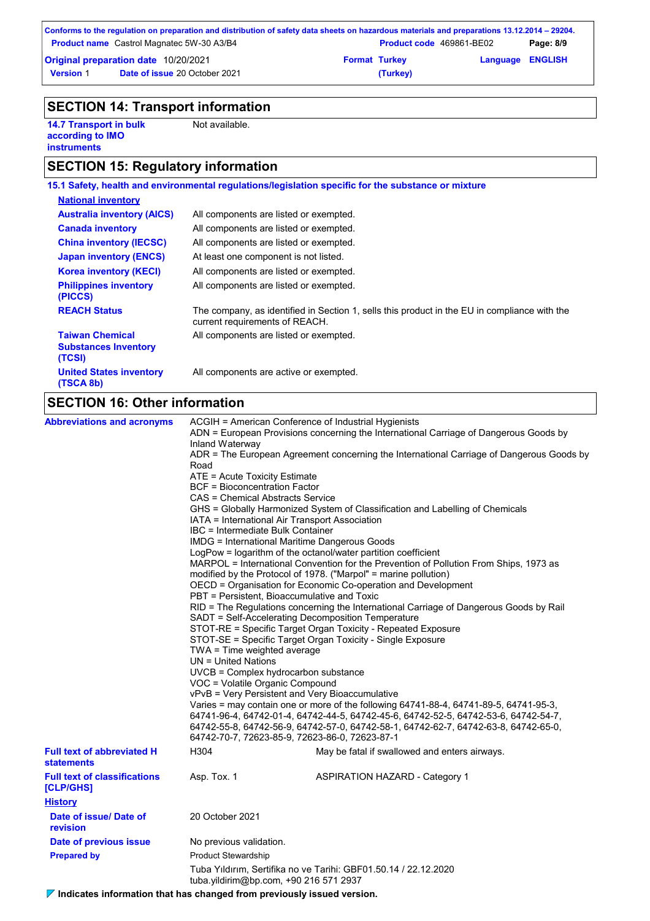## SECTION 14: Transport information

| | |
|---|---|
| **14.7 Transport in bulk according to IMO instruments** | Not available. |

## SECTION 15: Regulatory information

### 15.1 Safety, health and environmental regulations/legislation specific for the substance or mixture

**National inventory**

| | |
|---|---|
| **Australia inventory (AICS)** | All components are listed or exempted. |
| **Canada inventory** | All components are listed or exempted. |
| **China inventory (IECSC)** | All components are listed or exempted. |
| **Japan inventory (ENCS)** | At least one component is not listed. |
| **Korea inventory (KECI)** | All components are listed or exempted. |
| **Philippines inventory (PICCS)** | All components are listed or exempted. |
| **REACH Status** | The company, as identified in Section 1, sells this product in the EU in compliance with the current requirements of REACH. |
| **Taiwan Chemical Substances Inventory (TCSI)** | All components are listed or exempted. |
| **United States inventory (TSCA 8b)** | All components are active or exempted. |

## SECTION 16: Other information

**Abbreviations and acronyms**

ACGIH = American Conference of Industrial Hygienists
ADN = European Provisions concerning the International Carriage of Dangerous Goods by Inland Waterway
ADR = The European Agreement concerning the International Carriage of Dangerous Goods by Road
ATE = Acute Toxicity Estimate
BCF = Bioconcentration Factor
CAS = Chemical Abstracts Service
GHS = Globally Harmonized System of Classification and Labelling of Chemicals
IATA = International Air Transport Association
IBC = Intermediate Bulk Container
IMDG = International Maritime Dangerous Goods
LogPow = logarithm of the octanol/water partition coefficient
MARPOL = International Convention for the Prevention of Pollution From Ships, 1973 as modified by the Protocol of 1978. ("Marpol" = marine pollution)
OECD = Organisation for Economic Co-operation and Development
PBT = Persistent, Bioaccumulative and Toxic
RID = The Regulations concerning the International Carriage of Dangerous Goods by Rail
SADT = Self-Accelerating Decomposition Temperature
STOT-RE = Specific Target Organ Toxicity - Repeated Exposure
STOT-SE = Specific Target Organ Toxicity - Single Exposure
TWA = Time weighted average
UN = United Nations
UVCB = Complex hydrocarbon substance
VOC = Volatile Organic Compound
vPvB = Very Persistent and Very Bioaccumulative
Varies = may contain one or more of the following 64741-88-4, 64741-89-5, 64741-95-3, 64741-96-4, 64742-01-4, 64742-44-5, 64742-45-6, 64742-52-5, 64742-53-6, 64742-54-7, 64742-55-8, 64742-56-9, 64742-57-0, 64742-58-1, 64742-62-7, 64742-63-8, 64742-65-0, 64742-70-7, 72623-85-9, 72623-86-0, 72623-87-1

| | | |
|---|---|---|
| **Full text of abbreviated H statements** | H304 | May be fatal if swallowed and enters airways. |
| **Full text of classifications [CLP/GHS]** | Asp. Tox. 1 | ASPIRATION HAZARD - Category 1 |

**History**

| | |
|---|---|
| **Date of issue/ Date of revision** | 20 October 2021 |
| **Date of previous issue** | No previous validation. |
| **Prepared by** | Product Stewardship |
| | Tuba Yıldırım, Sertifika no ve Tarihi: GBF01.50.14 / 22.12.2020 tuba.yildirim@bp.com, +90 216 571 2937 |

**Indicates information that has changed from previously issued version.**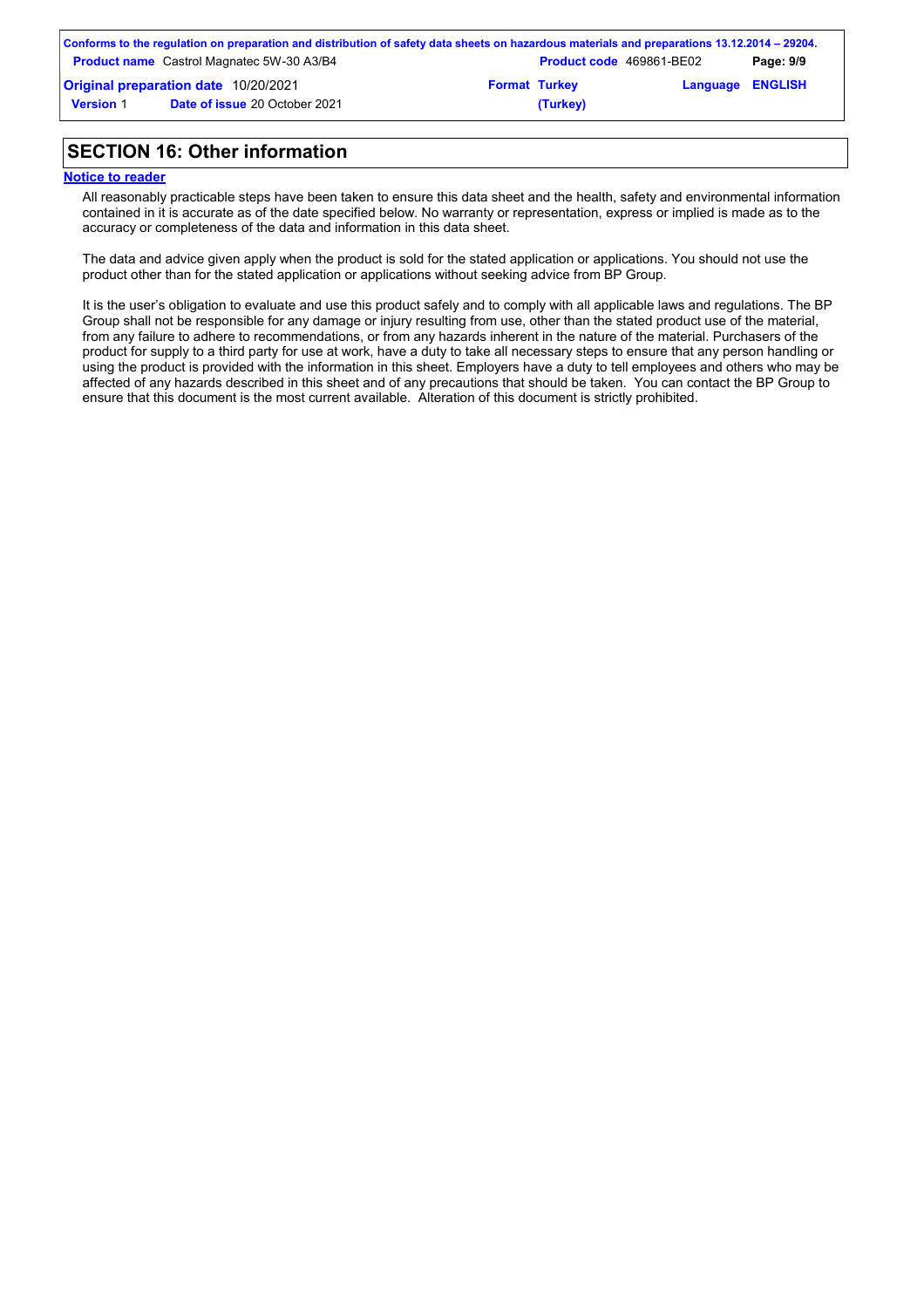## SECTION 16: Other information

**Notice to reader**

All reasonably practicable steps have been taken to ensure this data sheet and the health, safety and environmental information contained in it is accurate as of the date specified below. No warranty or representation, express or implied is made as to the accuracy or completeness of the data and information in this data sheet.

The data and advice given apply when the product is sold for the stated application or applications. You should not use the product other than for the stated application or applications without seeking advice from BP Group.

It is the user's obligation to evaluate and use this product safely and to comply with all applicable laws and regulations. The BP Group shall not be responsible for any damage or injury resulting from use, other than the stated product use of the material, from any failure to adhere to recommendations, or from any hazards inherent in the nature of the material. Purchasers of the product for supply to a third party for use at work, have a duty to take all necessary steps to ensure that any person handling or using the product is provided with the information in this sheet. Employers have a duty to tell employees and others who may be affected of any hazards described in this sheet and of any precautions that should be taken. You can contact the BP Group to ensure that this document is the most current available. Alteration of this document is strictly prohibited.